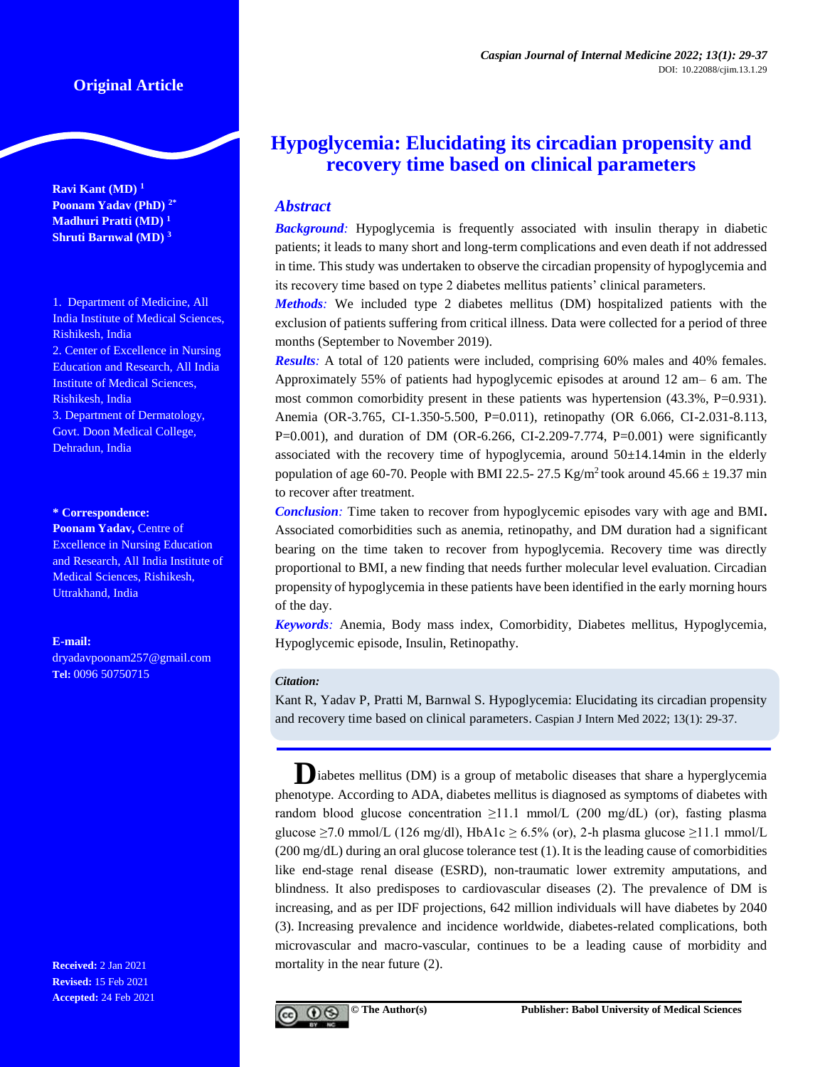Original Article

# Hypoglycemia: Elucidating its circadian propensity and recovery time based on clinical parameters

**Ravi Kant (MD)** [1]
**Poonam Yadav (PhD)** [2*]
**Madhuri Pratti (MD)** [1]
**Shruti Barnwal (MD)** [3]

1. Department of Medicine, All India Institute of Medical Sciences, Rishikesh, India
2. Center of Excellence in Nursing Education and Research, All India Institute of Medical Sciences, Rishikesh, India
3. Department of Dermatology, Govt. Doon Medical College, Dehradun, India

**\* Correspondence:**
**Poonam Yadav,** Centre of Excellence in Nursing Education and Research, All India Institute of Medical Sciences, Rishikesh, Uttrakhand, India

**E-mail:** dryadavpoonam257@gmail.com
**Tel:** 0096 50750715

**Received:** 2 Jan 2021
**Revised:** 15 Feb 2021
**Accepted:** 24 Feb 2021

## Abstract

***Background:*** Hypoglycemia is frequently associated with insulin therapy in diabetic patients; it leads to many short and long-term complications and even death if not addressed in time. This study was undertaken to observe the circadian propensity of hypoglycemia and its recovery time based on type 2 diabetes mellitus patients' clinical parameters.

***Methods:*** We included type 2 diabetes mellitus (DM) hospitalized patients with the exclusion of patients suffering from critical illness. Data were collected for a period of three months (September to November 2019).

***Results:*** A total of 120 patients were included, comprising 60% males and 40% females. Approximately 55% of patients had hypoglycemic episodes at around 12 am– 6 am. The most common comorbidity present in these patients was hypertension (43.3%, P=0.931). Anemia (OR-3.765, CI-1.350-5.500, P=0.011), retinopathy (OR 6.066, CI-2.031-8.113, P=0.001), and duration of DM (OR-6.266, CI-2.209-7.774, P=0.001) were significantly associated with the recovery time of hypoglycemia, around 50±14.14min in the elderly population of age 60-70. People with BMI 22.5- 27.5 Kg/m$^2$ took around 45.66 ± 19.37 min to recover after treatment.

***Conclusion:*** Time taken to recover from hypoglycemic episodes vary with age and BMI. Associated comorbidities such as anemia, retinopathy, and DM duration had a significant bearing on the time taken to recover from hypoglycemia. Recovery time was directly proportional to BMI, a new finding that needs further molecular level evaluation. Circadian propensity of hypoglycemia in these patients have been identified in the early morning hours of the day.

***Keywords:*** Anemia, Body mass index, Comorbidity, Diabetes mellitus, Hypoglycemia, Hypoglycemic episode, Insulin, Retinopathy.

***Citation:***
Kant R, Yadav P, Pratti M, Barnwal S. Hypoglycemia: Elucidating its circadian propensity and recovery time based on clinical parameters. Caspian J Intern Med 2022; 13(1): 29-37.

Diabetes mellitus (DM) is a group of metabolic diseases that share a hyperglycemia phenotype. According to ADA, diabetes mellitus is diagnosed as symptoms of diabetes with random blood glucose concentration ≥11.1 mmol/L (200 mg/dL) (or), fasting plasma glucose ≥7.0 mmol/L (126 mg/dl), HbA1c ≥ 6.5% (or), 2-h plasma glucose ≥11.1 mmol/L (200 mg/dL) during an oral glucose tolerance test (1). It is the leading cause of comorbidities like end-stage renal disease (ESRD), non-traumatic lower extremity amputations, and blindness. It also predisposes to cardiovascular diseases (2). The prevalence of DM is increasing, and as per IDF projections, 642 million individuals will have diabetes by 2040 (3). Increasing prevalence and incidence worldwide, diabetes-related complications, both microvascular and macro-vascular, continues to be a leading cause of morbidity and mortality in the near future (2).

© The Author(s) Publisher: Babol University of Medical Sciences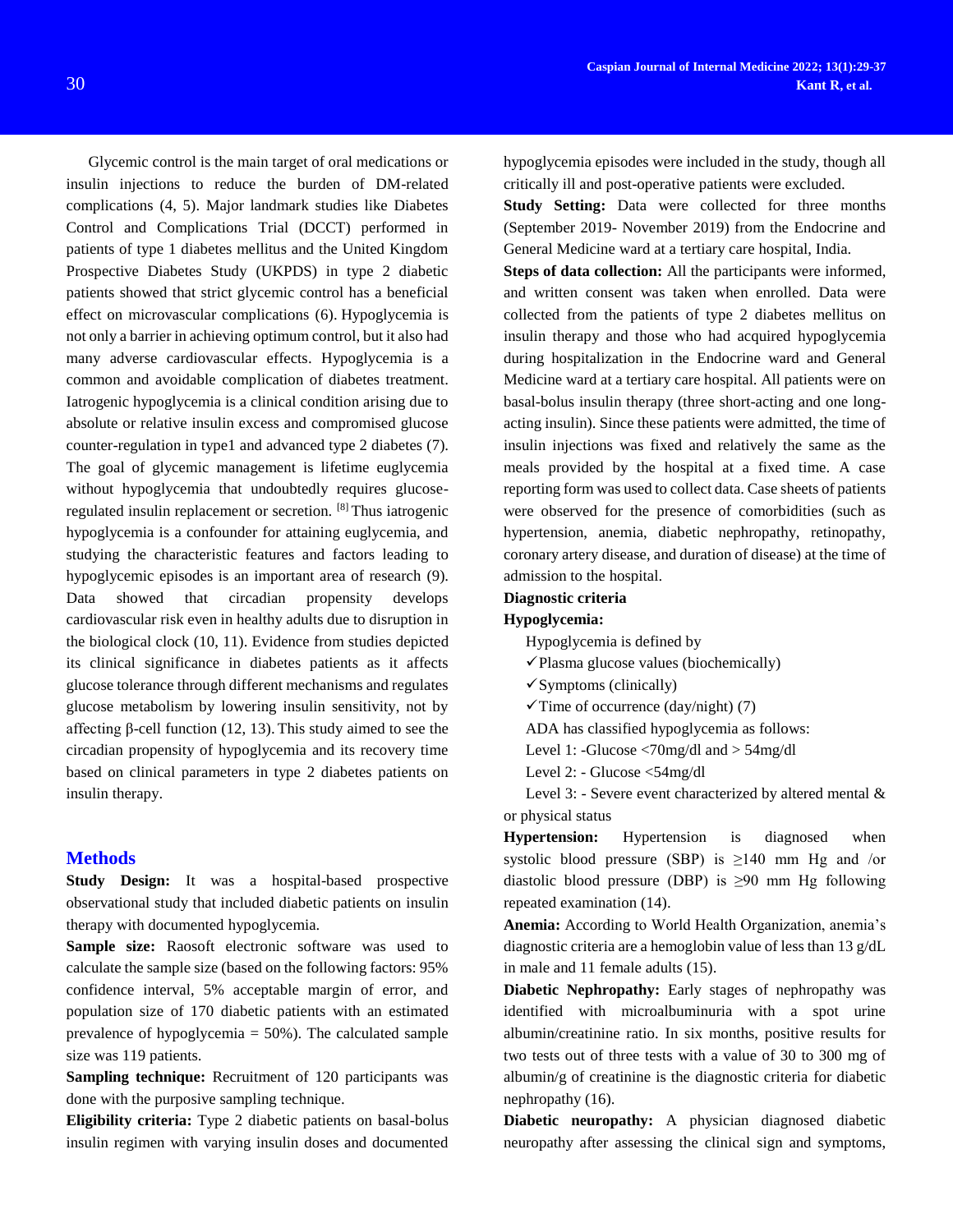Glycemic control is the main target of oral medications or insulin injections to reduce the burden of DM-related complications (4, 5). Major landmark studies like Diabetes Control and Complications Trial (DCCT) performed in patients of type 1 diabetes mellitus and the United Kingdom Prospective Diabetes Study (UKPDS) in type 2 diabetic patients showed that strict glycemic control has a beneficial effect on microvascular complications (6). Hypoglycemia is not only a barrier in achieving optimum control, but it also had many adverse cardiovascular effects. Hypoglycemia is a common and avoidable complication of diabetes treatment. Iatrogenic hypoglycemia is a clinical condition arising due to absolute or relative insulin excess and compromised glucose counter-regulation in type1 and advanced type 2 diabetes (7). The goal of glycemic management is lifetime euglycemia without hypoglycemia that undoubtedly requires glucose-regulated insulin replacement or secretion. [8] Thus iatrogenic hypoglycemia is a confounder for attaining euglycemia, and studying the characteristic features and factors leading to hypoglycemic episodes is an important area of research (9). Data showed that circadian propensity develops cardiovascular risk even in healthy adults due to disruption in the biological clock (10, 11). Evidence from studies depicted its clinical significance in diabetes patients as it affects glucose tolerance through different mechanisms and regulates glucose metabolism by lowering insulin sensitivity, not by affecting β-cell function (12, 13). This study aimed to see the circadian propensity of hypoglycemia and its recovery time based on clinical parameters in type 2 diabetes patients on insulin therapy.

## Methods

**Study Design:** It was a hospital-based prospective observational study that included diabetic patients on insulin therapy with documented hypoglycemia.

**Sample size:** Raosoft electronic software was used to calculate the sample size (based on the following factors: 95% confidence interval, 5% acceptable margin of error, and population size of 170 diabetic patients with an estimated prevalence of hypoglycemia = 50%). The calculated sample size was 119 patients.

**Sampling technique:** Recruitment of 120 participants was done with the purposive sampling technique.

**Eligibility criteria:** Type 2 diabetic patients on basal-bolus insulin regimen with varying insulin doses and documented hypoglycemia episodes were included in the study, though all critically ill and post-operative patients were excluded.

**Study Setting:** Data were collected for three months (September 2019- November 2019) from the Endocrine and General Medicine ward at a tertiary care hospital, India.

**Steps of data collection:** All the participants were informed, and written consent was taken when enrolled. Data were collected from the patients of type 2 diabetes mellitus on insulin therapy and those who had acquired hypoglycemia during hospitalization in the Endocrine ward and General Medicine ward at a tertiary care hospital. All patients were on basal-bolus insulin therapy (three short-acting and one long-acting insulin). Since these patients were admitted, the time of insulin injections was fixed and relatively the same as the meals provided by the hospital at a fixed time. A case reporting form was used to collect data. Case sheets of patients were observed for the presence of comorbidities (such as hypertension, anemia, diabetic nephropathy, retinopathy, coronary artery disease, and duration of disease) at the time of admission to the hospital.

**Diagnostic criteria**

**Hypoglycemia:**

Hypoglycemia is defined by

- ✓Plasma glucose values (biochemically)
- ✓Symptoms (clinically)
- ✓Time of occurrence (day/night) (7)

ADA has classified hypoglycemia as follows:

Level 1: -Glucose <70mg/dl and > 54mg/dl

Level 2: - Glucose <54mg/dl

Level 3: - Severe event characterized by altered mental & or physical status

**Hypertension:** Hypertension is diagnosed when systolic blood pressure (SBP) is ≥140 mm Hg and /or diastolic blood pressure (DBP) is ≥90 mm Hg following repeated examination (14).

**Anemia:** According to World Health Organization, anemia's diagnostic criteria are a hemoglobin value of less than 13 g/dL in male and 11 female adults (15).

**Diabetic Nephropathy:** Early stages of nephropathy was identified with microalbuminuria with a spot urine albumin/creatinine ratio. In six months, positive results for two tests out of three tests with a value of 30 to 300 mg of albumin/g of creatinine is the diagnostic criteria for diabetic nephropathy (16).

**Diabetic neuropathy:** A physician diagnosed diabetic neuropathy after assessing the clinical sign and symptoms,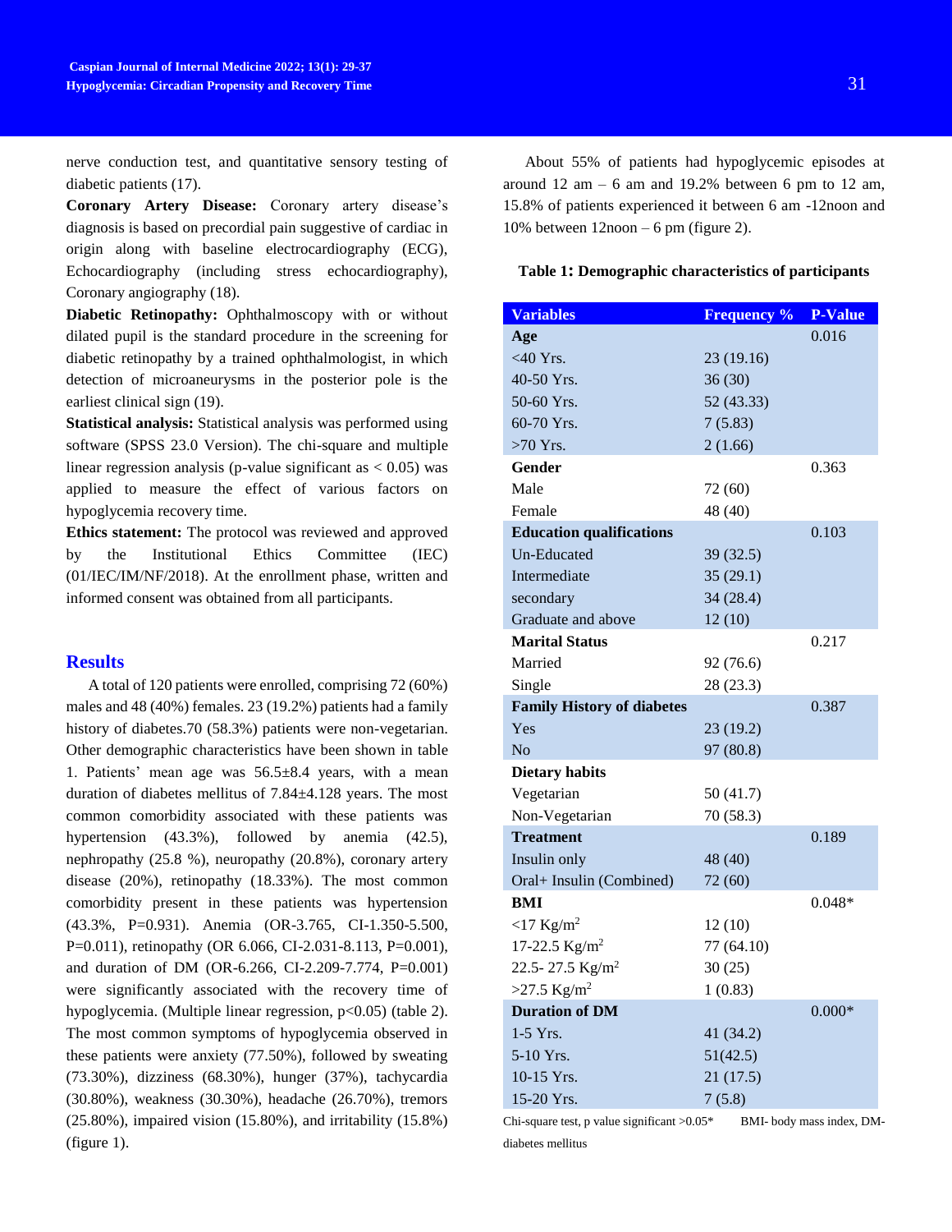nerve conduction test, and quantitative sensory testing of diabetic patients (17).

**Coronary Artery Disease:** Coronary artery disease's diagnosis is based on precordial pain suggestive of cardiac in origin along with baseline electrocardiography (ECG), Echocardiography (including stress echocardiography), Coronary angiography (18).

**Diabetic Retinopathy:** Ophthalmoscopy with or without dilated pupil is the standard procedure in the screening for diabetic retinopathy by a trained ophthalmologist, in which detection of microaneurysms in the posterior pole is the earliest clinical sign (19).

**Statistical analysis:** Statistical analysis was performed using software (SPSS 23.0 Version). The chi-square and multiple linear regression analysis (p-value significant as < 0.05) was applied to measure the effect of various factors on hypoglycemia recovery time.

**Ethics statement:** The protocol was reviewed and approved by the Institutional Ethics Committee (IEC) (01/IEC/IM/NF/2018). At the enrollment phase, written and informed consent was obtained from all participants.

## Results

A total of 120 patients were enrolled, comprising 72 (60%) males and 48 (40%) females. 23 (19.2%) patients had a family history of diabetes.70 (58.3%) patients were non-vegetarian. Other demographic characteristics have been shown in table 1. Patients' mean age was 56.5±8.4 years, with a mean duration of diabetes mellitus of 7.84±4.128 years. The most common comorbidity associated with these patients was hypertension (43.3%), followed by anemia (42.5), nephropathy (25.8 %), neuropathy (20.8%), coronary artery disease (20%), retinopathy (18.33%). The most common comorbidity present in these patients was hypertension (43.3%, P=0.931). Anemia (OR-3.765, CI-1.350-5.500, P=0.011), retinopathy (OR 6.066, CI-2.031-8.113, P=0.001), and duration of DM (OR-6.266, CI-2.209-7.774, P=0.001) were significantly associated with the recovery time of hypoglycemia. (Multiple linear regression, p<0.05) (table 2). The most common symptoms of hypoglycemia observed in these patients were anxiety (77.50%), followed by sweating (73.30%), dizziness (68.30%), hunger (37%), tachycardia (30.80%), weakness (30.30%), headache (26.70%), tremors (25.80%), impaired vision (15.80%), and irritability (15.8%) (figure 1).

About 55% of patients had hypoglycemic episodes at around 12 am – 6 am and 19.2% between 6 pm to 12 am, 15.8% of patients experienced it between 6 am -12noon and 10% between 12noon – 6 pm (figure 2).

**Table 1: Demographic characteristics of participants**

| Variables | Frequency % | P-Value |
|---|---|---|
| **Age** | | 0.016 |
| <40 Yrs. | 23 (19.16) | |
| 40-50 Yrs. | 36 (30) | |
| 50-60 Yrs. | 52 (43.33) | |
| 60-70 Yrs. | 7 (5.83) | |
| >70 Yrs. | 2 (1.66) | |
| **Gender** | | 0.363 |
| Male | 72 (60) | |
| Female | 48 (40) | |
| **Education qualifications** | | 0.103 |
| Un-Educated | 39 (32.5) | |
| Intermediate | 35 (29.1) | |
| secondary | 34 (28.4) | |
| Graduate and above | 12 (10) | |
| **Marital Status** | | 0.217 |
| Married | 92 (76.6) | |
| Single | 28 (23.3) | |
| **Family History of diabetes** | | 0.387 |
| Yes | 23 (19.2) | |
| No | 97 (80.8) | |
| **Dietary habits** | | |
| Vegetarian | 50 (41.7) | |
| Non-Vegetarian | 70 (58.3) | |
| **Treatment** | | 0.189 |
| Insulin only | 48 (40) | |
| Oral+ Insulin (Combined) | 72 (60) | |
| **BMI** | | 0.048* |
| <17 Kg/m$^2$ | 12 (10) | |
| 17-22.5 Kg/m$^2$ | 77 (64.10) | |
| 22.5- 27.5 Kg/m$^2$ | 30 (25) | |
| >27.5 Kg/m$^2$ | 1 (0.83) | |
| **Duration of DM** | | 0.000* |
| 1-5 Yrs. | 41 (34.2) | |
| 5-10 Yrs. | 51(42.5) | |
| 10-15 Yrs. | 21 (17.5) | |
| 15-20 Yrs. | 7 (5.8) | |

Chi-square test, p value significant >0.05* BMI- body mass index, DM- diabetes mellitus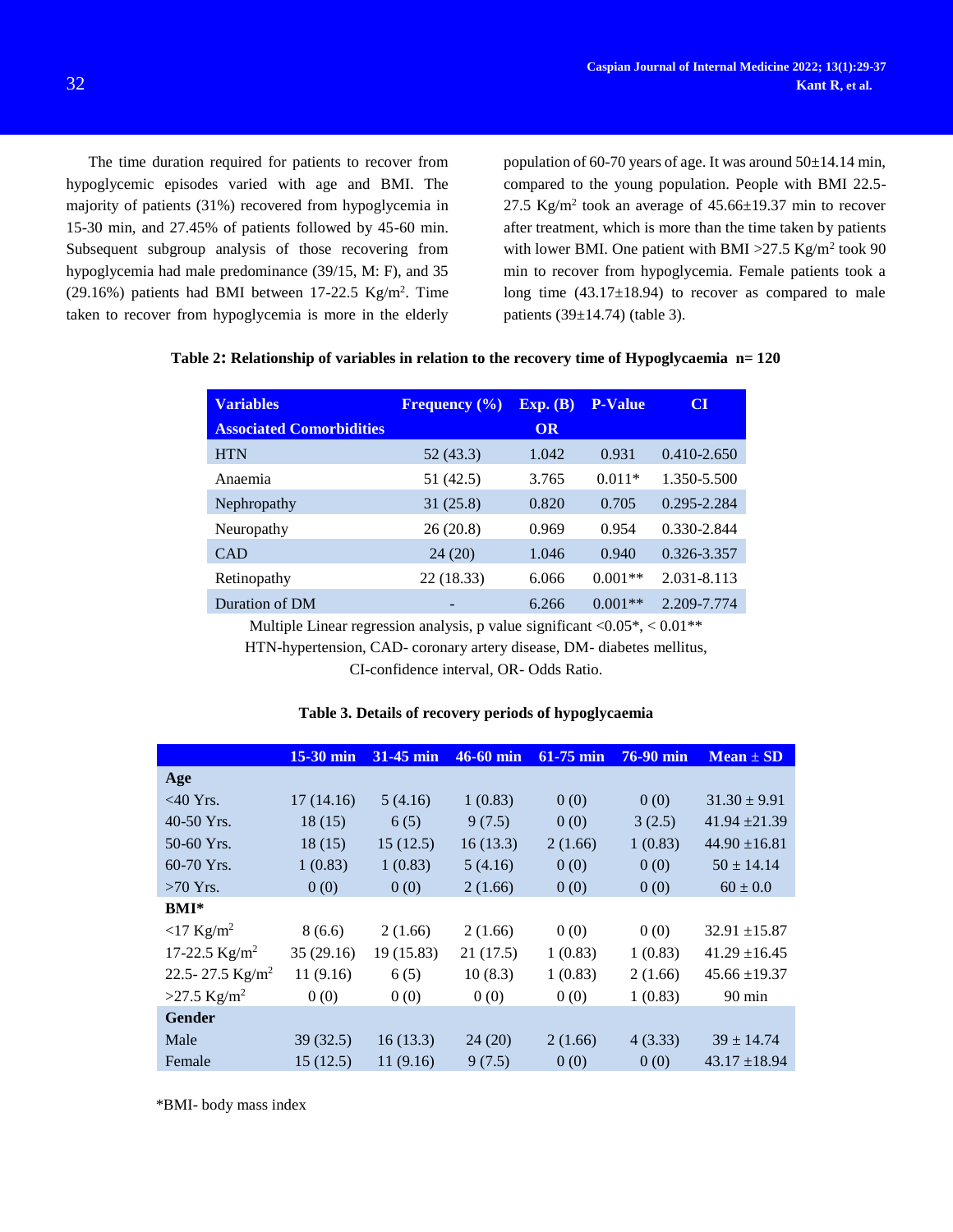The time duration required for patients to recover from hypoglycemic episodes varied with age and BMI. The majority of patients (31%) recovered from hypoglycemia in 15-30 min, and 27.45% of patients followed by 45-60 min. Subsequent subgroup analysis of those recovering from hypoglycemia had male predominance (39/15, M: F), and 35 (29.16%) patients had BMI between 17-22.5 Kg/m$^2$. Time taken to recover from hypoglycemia is more in the elderly population of 60-70 years of age. It was around 50±14.14 min, compared to the young population. People with BMI 22.5-27.5 Kg/m$^2$ took an average of 45.66±19.37 min to recover after treatment, which is more than the time taken by patients with lower BMI. One patient with BMI >27.5 Kg/m$^2$ took 90 min to recover from hypoglycemia. Female patients took a long time (43.17±18.94) to recover as compared to male patients (39±14.74) (table 3).

**Table 2: Relationship of variables in relation to the recovery time of Hypoglycaemia n= 120**

| Variables | Frequency (%) | Exp. (B) | P-Value | CI |
|---|---|---|---|---|
| **Associated Comorbidities** | | **OR** | | |
| HTN | 52 (43.3) | 1.042 | 0.931 | 0.410-2.650 |
| Anaemia | 51 (42.5) | 3.765 | 0.011* | 1.350-5.500 |
| Nephropathy | 31 (25.8) | 0.820 | 0.705 | 0.295-2.284 |
| Neuropathy | 26 (20.8) | 0.969 | 0.954 | 0.330-2.844 |
| CAD | 24 (20) | 1.046 | 0.940 | 0.326-3.357 |
| Retinopathy | 22 (18.33) | 6.066 | 0.001** | 2.031-8.113 |
| Duration of DM | - | 6.266 | 0.001** | 2.209-7.774 |

Multiple Linear regression analysis, p value significant <0.05*, < 0.01**
HTN-hypertension, CAD- coronary artery disease, DM- diabetes mellitus,
CI-confidence interval, OR- Odds Ratio.

**Table 3. Details of recovery periods of hypoglycaemia**

| | 15-30 min | 31-45 min | 46-60 min | 61-75 min | 76-90 min | Mean ± SD |
|---|---|---|---|---|---|---|
| **Age** | | | | | | |
| <40 Yrs. | 17 (14.16) | 5 (4.16) | 1 (0.83) | 0 (0) | 0 (0) | 31.30 ± 9.91 |
| 40-50 Yrs. | 18 (15) | 6 (5) | 9 (7.5) | 0 (0) | 3 (2.5) | 41.94 ±21.39 |
| 50-60 Yrs. | 18 (15) | 15 (12.5) | 16 (13.3) | 2 (1.66) | 1 (0.83) | 44.90 ±16.81 |
| 60-70 Yrs. | 1 (0.83) | 1 (0.83) | 5 (4.16) | 0 (0) | 0 (0) | 50 ± 14.14 |
| >70 Yrs. | 0 (0) | 0 (0) | 2 (1.66) | 0 (0) | 0 (0) | 60 ± 0.0 |
| **BMI*** | | | | | | |
| <17 Kg/m$^2$ | 8 (6.6) | 2 (1.66) | 2 (1.66) | 0 (0) | 0 (0) | 32.91 ±15.87 |
| 17-22.5 Kg/m$^2$ | 35 (29.16) | 19 (15.83) | 21 (17.5) | 1 (0.83) | 1 (0.83) | 41.29 ±16.45 |
| 22.5- 27.5 Kg/m$^2$ | 11 (9.16) | 6 (5) | 10 (8.3) | 1 (0.83) | 2 (1.66) | 45.66 ±19.37 |
| >27.5 Kg/m$^2$ | 0 (0) | 0 (0) | 0 (0) | 0 (0) | 1 (0.83) | 90 min |
| **Gender** | | | | | | |
| Male | 39 (32.5) | 16 (13.3) | 24 (20) | 2 (1.66) | 4 (3.33) | 39 ± 14.74 |
| Female | 15 (12.5) | 11 (9.16) | 9 (7.5) | 0 (0) | 0 (0) | 43.17 ±18.94 |

*BMI- body mass index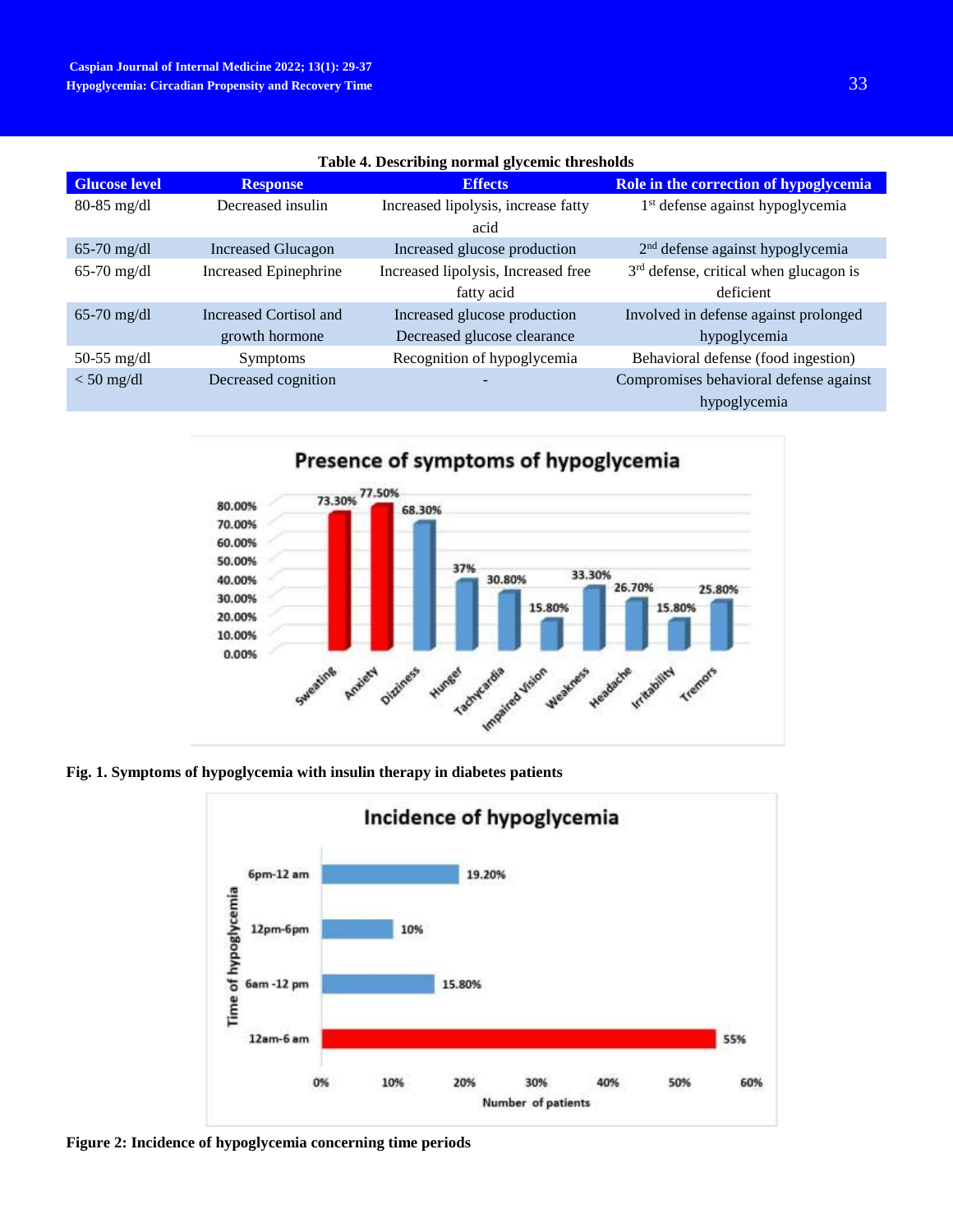**Table 4. Describing normal glycemic thresholds**

| Glucose level | Response | Effects | Role in the correction of hypoglycemia |
|---|---|---|---|
| 80-85 mg/dl | Decreased insulin | Increased lipolysis, increase fatty acid | 1st defense against hypoglycemia |
| 65-70 mg/dl | Increased Glucagon | Increased glucose production | 2nd defense against hypoglycemia |
| 65-70 mg/dl | Increased Epinephrine | Increased lipolysis, Increased free fatty acid | 3rd defense, critical when glucagon is deficient |
| 65-70 mg/dl | Increased Cortisol and growth hormone | Increased glucose production Decreased glucose clearance | Involved in defense against prolonged hypoglycemia |
| 50-55 mg/dl | Symptoms | Recognition of hypoglycemia | Behavioral defense (food ingestion) |
| < 50 mg/dl | Decreased cognition | - | Compromises behavioral defense against hypoglycemia |

**Fig. 1. Symptoms of hypoglycemia with insulin therapy in diabetes patients**

**Figure 2: Incidence of hypoglycemia concerning time periods**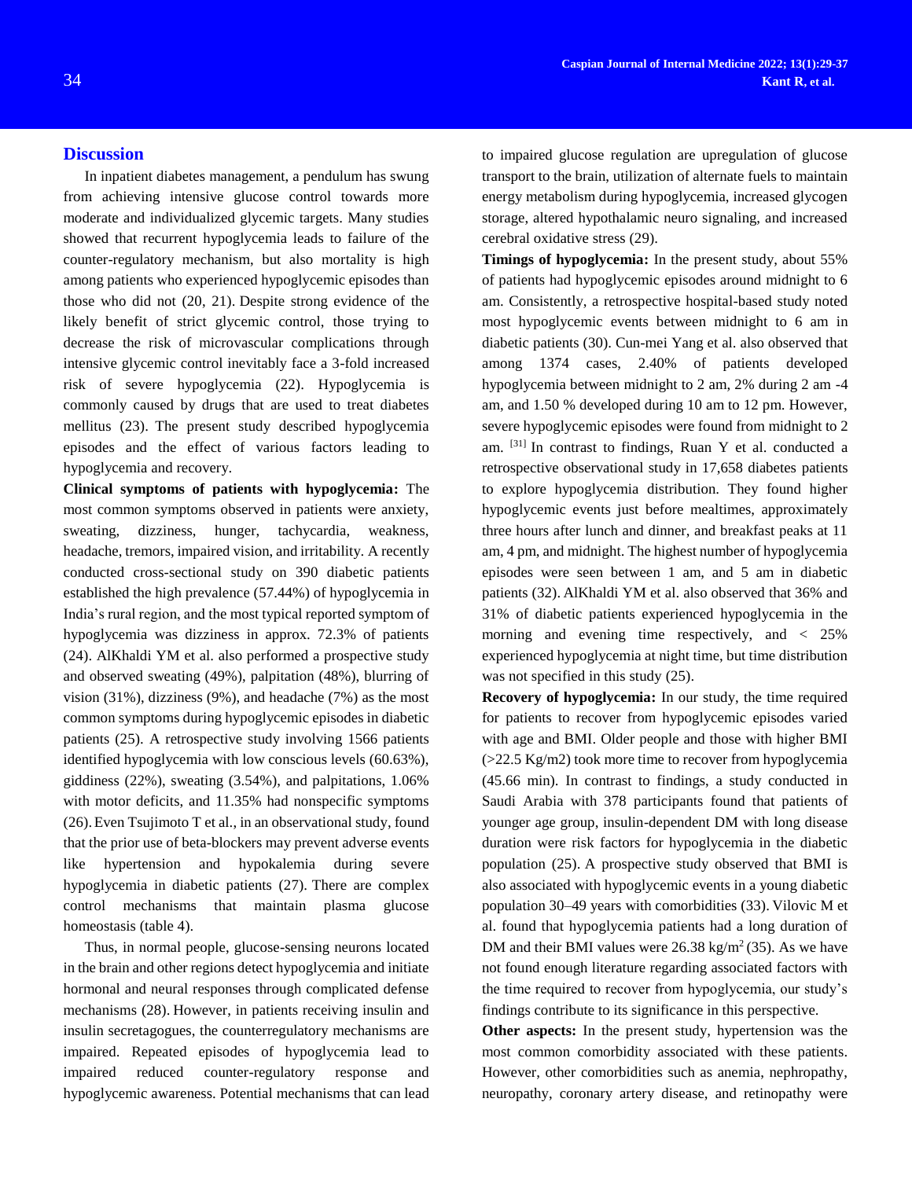## Discussion

In inpatient diabetes management, a pendulum has swung from achieving intensive glucose control towards more moderate and individualized glycemic targets. Many studies showed that recurrent hypoglycemia leads to failure of the counter-regulatory mechanism, but also mortality is high among patients who experienced hypoglycemic episodes than those who did not (20, 21). Despite strong evidence of the likely benefit of strict glycemic control, those trying to decrease the risk of microvascular complications through intensive glycemic control inevitably face a 3-fold increased risk of severe hypoglycemia (22). Hypoglycemia is commonly caused by drugs that are used to treat diabetes mellitus (23). The present study described hypoglycemia episodes and the effect of various factors leading to hypoglycemia and recovery.

**Clinical symptoms of patients with hypoglycemia:** The most common symptoms observed in patients were anxiety, sweating, dizziness, hunger, tachycardia, weakness, headache, tremors, impaired vision, and irritability. A recently conducted cross-sectional study on 390 diabetic patients established the high prevalence (57.44%) of hypoglycemia in India's rural region, and the most typical reported symptom of hypoglycemia was dizziness in approx. 72.3% of patients (24). AlKhaldi YM et al. also performed a prospective study and observed sweating (49%), palpitation (48%), blurring of vision (31%), dizziness (9%), and headache (7%) as the most common symptoms during hypoglycemic episodes in diabetic patients (25). A retrospective study involving 1566 patients identified hypoglycemia with low conscious levels (60.63%), giddiness (22%), sweating (3.54%), and palpitations, 1.06% with motor deficits, and 11.35% had nonspecific symptoms (26). Even Tsujimoto T et al., in an observational study, found that the prior use of beta-blockers may prevent adverse events like hypertension and hypokalemia during severe hypoglycemia in diabetic patients (27). There are complex control mechanisms that maintain plasma glucose homeostasis (table 4).

Thus, in normal people, glucose-sensing neurons located in the brain and other regions detect hypoglycemia and initiate hormonal and neural responses through complicated defense mechanisms (28). However, in patients receiving insulin and insulin secretagogues, the counterregulatory mechanisms are impaired. Repeated episodes of hypoglycemia lead to impaired reduced counter-regulatory response and hypoglycemic awareness. Potential mechanisms that can lead to impaired glucose regulation are upregulation of glucose transport to the brain, utilization of alternate fuels to maintain energy metabolism during hypoglycemia, increased glycogen storage, altered hypothalamic neuro signaling, and increased cerebral oxidative stress (29).

**Timings of hypoglycemia:** In the present study, about 55% of patients had hypoglycemic episodes around midnight to 6 am. Consistently, a retrospective hospital-based study noted most hypoglycemic events between midnight to 6 am in diabetic patients (30). Cun-mei Yang et al. also observed that among 1374 cases, 2.40% of patients developed hypoglycemia between midnight to 2 am, 2% during 2 am -4 am, and 1.50 % developed during 10 am to 12 pm. However, severe hypoglycemic episodes were found from midnight to 2 am. [31] In contrast to findings, Ruan Y et al. conducted a retrospective observational study in 17,658 diabetes patients to explore hypoglycemia distribution. They found higher hypoglycemic events just before mealtimes, approximately three hours after lunch and dinner, and breakfast peaks at 11 am, 4 pm, and midnight. The highest number of hypoglycemia episodes were seen between 1 am, and 5 am in diabetic patients (32). AlKhaldi YM et al. also observed that 36% and 31% of diabetic patients experienced hypoglycemia in the morning and evening time respectively, and < 25% experienced hypoglycemia at night time, but time distribution was not specified in this study (25).

**Recovery of hypoglycemia:** In our study, the time required for patients to recover from hypoglycemic episodes varied with age and BMI. Older people and those with higher BMI (>22.5 Kg/m2) took more time to recover from hypoglycemia (45.66 min). In contrast to findings, a study conducted in Saudi Arabia with 378 participants found that patients of younger age group, insulin-dependent DM with long disease duration were risk factors for hypoglycemia in the diabetic population (25). A prospective study observed that BMI is also associated with hypoglycemic events in a young diabetic population 30–49 years with comorbidities (33). Vilovic M et al. found that hypoglycemia patients had a long duration of DM and their BMI values were 26.38 kg/m$^2$ (35). As we have not found enough literature regarding associated factors with the time required to recover from hypoglycemia, our study's findings contribute to its significance in this perspective.

**Other aspects:** In the present study, hypertension was the most common comorbidity associated with these patients. However, other comorbidities such as anemia, nephropathy, neuropathy, coronary artery disease, and retinopathy were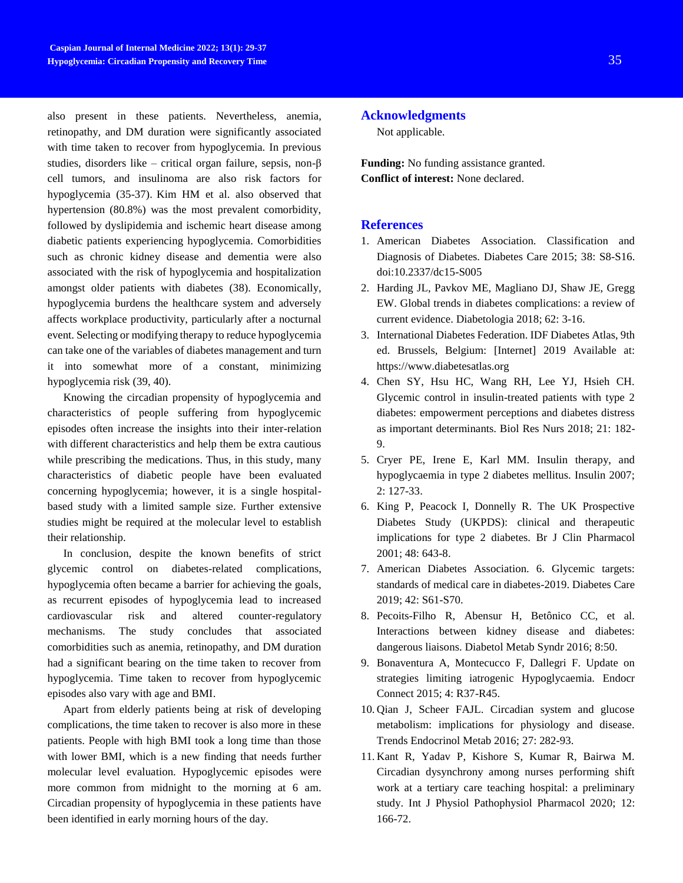also present in these patients. Nevertheless, anemia, retinopathy, and DM duration were significantly associated with time taken to recover from hypoglycemia. In previous studies, disorders like – critical organ failure, sepsis, non-β cell tumors, and insulinoma are also risk factors for hypoglycemia (35-37). Kim HM et al. also observed that hypertension (80.8%) was the most prevalent comorbidity, followed by dyslipidemia and ischemic heart disease among diabetic patients experiencing hypoglycemia. Comorbidities such as chronic kidney disease and dementia were also associated with the risk of hypoglycemia and hospitalization amongst older patients with diabetes (38). Economically, hypoglycemia burdens the healthcare system and adversely affects workplace productivity, particularly after a nocturnal event. Selecting or modifying therapy to reduce hypoglycemia can take one of the variables of diabetes management and turn it into somewhat more of a constant, minimizing hypoglycemia risk (39, 40).

Knowing the circadian propensity of hypoglycemia and characteristics of people suffering from hypoglycemic episodes often increase the insights into their inter-relation with different characteristics and help them be extra cautious while prescribing the medications. Thus, in this study, many characteristics of diabetic people have been evaluated concerning hypoglycemia; however, it is a single hospital-based study with a limited sample size. Further extensive studies might be required at the molecular level to establish their relationship.

In conclusion, despite the known benefits of strict glycemic control on diabetes-related complications, hypoglycemia often became a barrier for achieving the goals, as recurrent episodes of hypoglycemia lead to increased cardiovascular risk and altered counter-regulatory mechanisms. The study concludes that associated comorbidities such as anemia, retinopathy, and DM duration had a significant bearing on the time taken to recover from hypoglycemia. Time taken to recover from hypoglycemic episodes also vary with age and BMI.

Apart from elderly patients being at risk of developing complications, the time taken to recover is also more in these patients. People with high BMI took a long time than those with lower BMI, which is a new finding that needs further molecular level evaluation. Hypoglycemic episodes were more common from midnight to the morning at 6 am. Circadian propensity of hypoglycemia in these patients have been identified in early morning hours of the day.

## Acknowledgments

Not applicable.

**Funding:** No funding assistance granted.
**Conflict of interest:** None declared.

## References

1. American Diabetes Association. Classification and Diagnosis of Diabetes. Diabetes Care 2015; 38: S8-S16. doi:10.2337/dc15-S005
2. Harding JL, Pavkov ME, Magliano DJ, Shaw JE, Gregg EW. Global trends in diabetes complications: a review of current evidence. Diabetologia 2018; 62: 3-16.
3. International Diabetes Federation. IDF Diabetes Atlas, 9th ed. Brussels, Belgium: [Internet] 2019 Available at: https://www.diabetesatlas.org
4. Chen SY, Hsu HC, Wang RH, Lee YJ, Hsieh CH. Glycemic control in insulin-treated patients with type 2 diabetes: empowerment perceptions and diabetes distress as important determinants. Biol Res Nurs 2018; 21: 182-9.
5. Cryer PE, Irene E, Karl MM. Insulin therapy, and hypoglycaemia in type 2 diabetes mellitus. Insulin 2007; 2: 127-33.
6. King P, Peacock I, Donnelly R. The UK Prospective Diabetes Study (UKPDS): clinical and therapeutic implications for type 2 diabetes. Br J Clin Pharmacol 2001; 48: 643-8.
7. American Diabetes Association. 6. Glycemic targets: standards of medical care in diabetes-2019. Diabetes Care 2019; 42: S61-S70.
8. Pecoits-Filho R, Abensur H, Betônico CC, et al. Interactions between kidney disease and diabetes: dangerous liaisons. Diabetol Metab Syndr 2016; 8:50.
9. Bonaventura A, Montecucco F, Dallegri F. Update on strategies limiting iatrogenic Hypoglycaemia. Endocr Connect 2015; 4: R37-R45.
10. Qian J, Scheer FAJL. Circadian system and glucose metabolism: implications for physiology and disease. Trends Endocrinol Metab 2016; 27: 282-93.
11. Kant R, Yadav P, Kishore S, Kumar R, Bairwa M. Circadian dysynchrony among nurses performing shift work at a tertiary care teaching hospital: a preliminary study. Int J Physiol Pathophysiol Pharmacol 2020; 12: 166-72.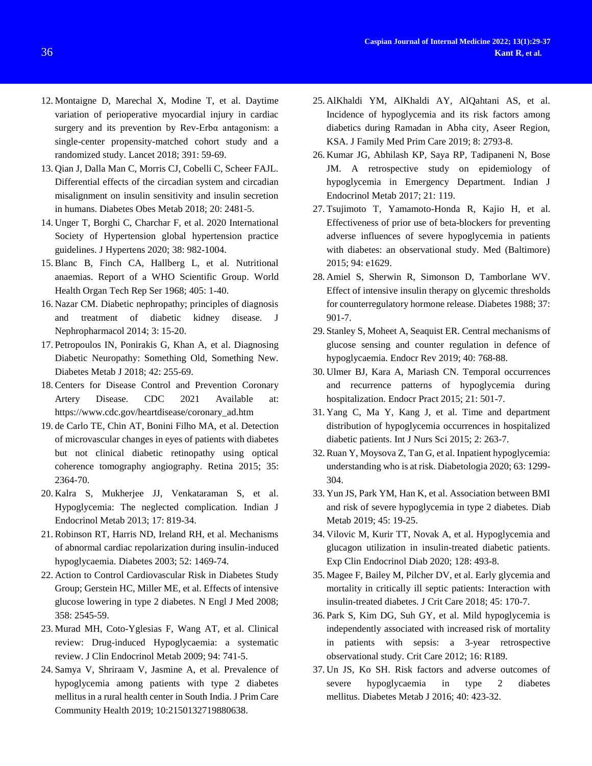12. Montaigne D, Marechal X, Modine T, et al. Daytime variation of perioperative myocardial injury in cardiac surgery and its prevention by Rev-Erbα antagonism: a single-center propensity-matched cohort study and a randomized study. Lancet 2018; 391: 59-69.
13. Qian J, Dalla Man C, Morris CJ, Cobelli C, Scheer FAJL. Differential effects of the circadian system and circadian misalignment on insulin sensitivity and insulin secretion in humans. Diabetes Obes Metab 2018; 20: 2481-5.
14. Unger T, Borghi C, Charchar F, et al. 2020 International Society of Hypertension global hypertension practice guidelines. J Hypertens 2020; 38: 982-1004.
15. Blanc B, Finch CA, Hallberg L, et al. Nutritional anaemias. Report of a WHO Scientific Group. World Health Organ Tech Rep Ser 1968; 405: 1-40.
16. Nazar CM. Diabetic nephropathy; principles of diagnosis and treatment of diabetic kidney disease. J Nephropharmacol 2014; 3: 15-20.
17. Petropoulos IN, Ponirakis G, Khan A, et al. Diagnosing Diabetic Neuropathy: Something Old, Something New. Diabetes Metab J 2018; 42: 255-69.
18. Centers for Disease Control and Prevention Coronary Artery Disease. CDC 2021 Available at: https://www.cdc.gov/heartdisease/coronary_ad.htm
19. de Carlo TE, Chin AT, Bonini Filho MA, et al. Detection of microvascular changes in eyes of patients with diabetes but not clinical diabetic retinopathy using optical coherence tomography angiography. Retina 2015; 35: 2364-70.
20. Kalra S, Mukherjee JJ, Venkataraman S, et al. Hypoglycemia: The neglected complication. Indian J Endocrinol Metab 2013; 17: 819-34.
21. Robinson RT, Harris ND, Ireland RH, et al. Mechanisms of abnormal cardiac repolarization during insulin-induced hypoglycaemia. Diabetes 2003; 52: 1469-74.
22. Action to Control Cardiovascular Risk in Diabetes Study Group; Gerstein HC, Miller ME, et al. Effects of intensive glucose lowering in type 2 diabetes. N Engl J Med 2008; 358: 2545-59.
23. Murad MH, Coto-Yglesias F, Wang AT, et al. Clinical review: Drug-induced Hypoglycaemia: a systematic review. J Clin Endocrinol Metab 2009; 94: 741-5.
24. Samya V, Shriraam V, Jasmine A, et al. Prevalence of hypoglycemia among patients with type 2 diabetes mellitus in a rural health center in South India. J Prim Care Community Health 2019; 10:2150132719880638.
25. AlKhaldi YM, AlKhaldi AY, AlQahtani AS, et al. Incidence of hypoglycemia and its risk factors among diabetics during Ramadan in Abha city, Aseer Region, KSA. J Family Med Prim Care 2019; 8: 2793-8.
26. Kumar JG, Abhilash KP, Saya RP, Tadipaneni N, Bose JM. A retrospective study on epidemiology of hypoglycemia in Emergency Department. Indian J Endocrinol Metab 2017; 21: 119.
27. Tsujimoto T, Yamamoto-Honda R, Kajio H, et al. Effectiveness of prior use of beta-blockers for preventing adverse influences of severe hypoglycemia in patients with diabetes: an observational study. Med (Baltimore) 2015; 94: e1629.
28. Amiel S, Sherwin R, Simonson D, Tamborlane WV. Effect of intensive insulin therapy on glycemic thresholds for counterregulatory hormone release. Diabetes 1988; 37: 901-7.
29. Stanley S, Moheet A, Seaquist ER. Central mechanisms of glucose sensing and counter regulation in defence of hypoglycaemia. Endocr Rev 2019; 40: 768-88.
30. Ulmer BJ, Kara A, Mariash CN. Temporal occurrences and recurrence patterns of hypoglycemia during hospitalization. Endocr Pract 2015; 21: 501-7.
31. Yang C, Ma Y, Kang J, et al. Time and department distribution of hypoglycemia occurrences in hospitalized diabetic patients. Int J Nurs Sci 2015; 2: 263-7.
32. Ruan Y, Moysova Z, Tan G, et al. Inpatient hypoglycemia: understanding who is at risk. Diabetologia 2020; 63: 1299-304.
33. Yun JS, Park YM, Han K, et al. Association between BMI and risk of severe hypoglycemia in type 2 diabetes. Diab Metab 2019; 45: 19-25.
34. Vilovic M, Kurir TT, Novak A, et al. Hypoglycemia and glucagon utilization in insulin-treated diabetic patients. Exp Clin Endocrinol Diab 2020; 128: 493-8.
35. Magee F, Bailey M, Pilcher DV, et al. Early glycemia and mortality in critically ill septic patients: Interaction with insulin-treated diabetes. J Crit Care 2018; 45: 170-7.
36. Park S, Kim DG, Suh GY, et al. Mild hypoglycemia is independently associated with increased risk of mortality in patients with sepsis: a 3-year retrospective observational study. Crit Care 2012; 16: R189.
37. Un JS, Ko SH. Risk factors and adverse outcomes of severe hypoglycaemia in type 2 diabetes mellitus. Diabetes Metab J 2016; 40: 423-32.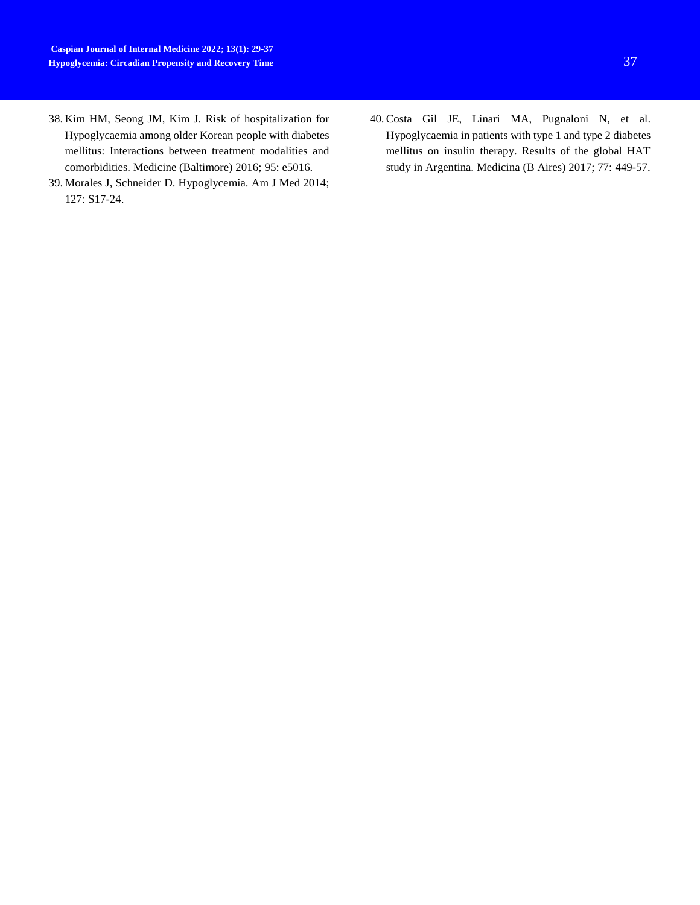38. Kim HM, Seong JM, Kim J. Risk of hospitalization for Hypoglycaemia among older Korean people with diabetes mellitus: Interactions between treatment modalities and comorbidities. Medicine (Baltimore) 2016; 95: e5016.
39. Morales J, Schneider D. Hypoglycemia. Am J Med 2014; 127: S17-24.
40. Costa Gil JE, Linari MA, Pugnaloni N, et al. Hypoglycaemia in patients with type 1 and type 2 diabetes mellitus on insulin therapy. Results of the global HAT study in Argentina. Medicina (B Aires) 2017; 77: 449-57.